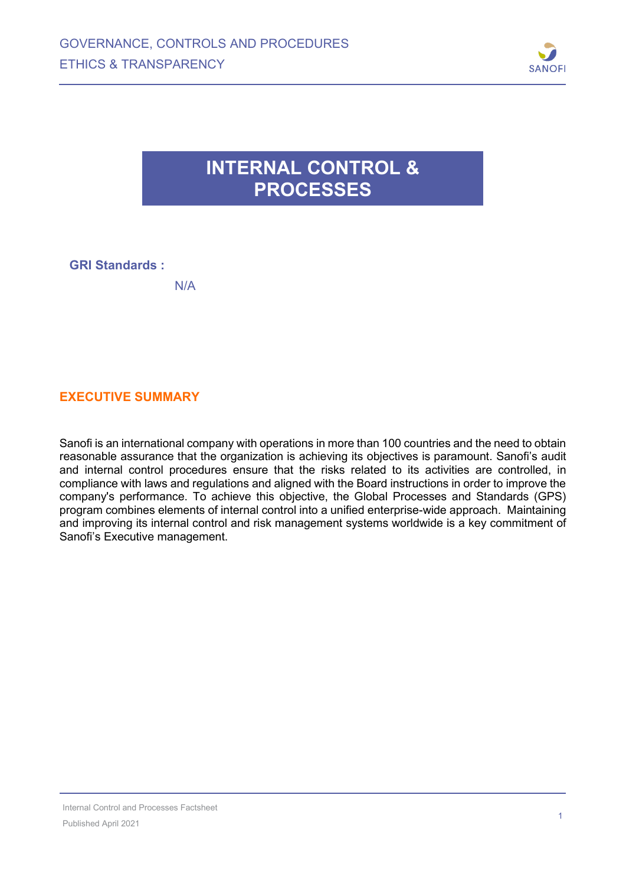# INTERNAL CONTROL & PROCESSES

**GRI Standards :**

N/A

## EXECUTIVE SUMMARY

Sanofi is an international company with operations in more than 100 countries and the need to obtain reasonable assurance that the organization is achieving its objectives is paramount. Sanofi's audit and internal control procedures ensure that the risks related to its activities are controlled, in compliance with laws and regulations and aligned with the Board instructions in order to improve the company's performance. To achieve this objective, the Global Processes and Standards (GPS) program combines elements of internal control into a unified enterprise-wide approach. Maintaining and improving its internal control and risk management systems worldwide is a key commitment of Sanofi's Executive management.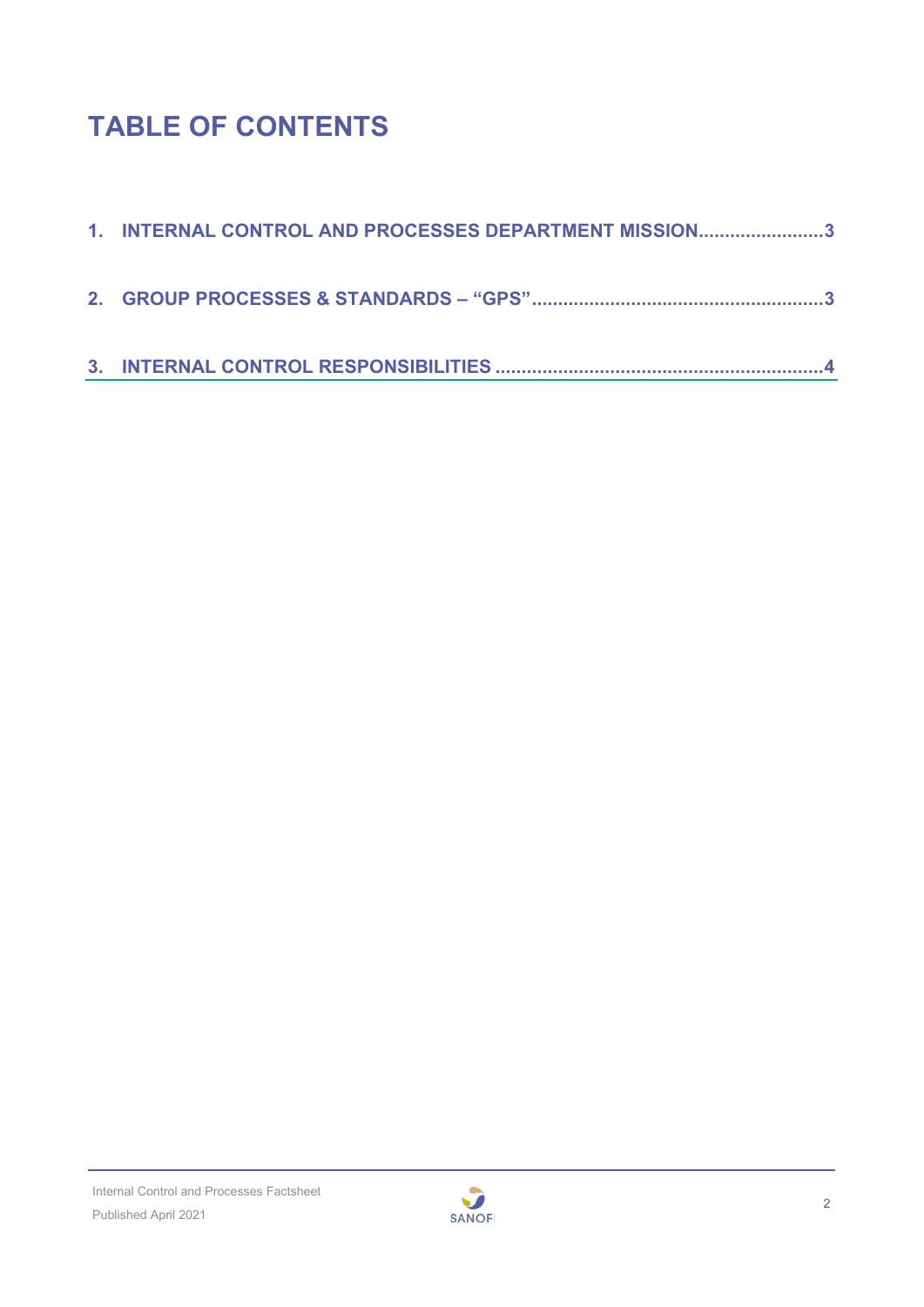# TABLE OF CONTENTS

1. INTERNAL CONTROL AND PROCESSES DEPARTMENT MISSION........................3
2. GROUP PROCESSES & STANDARDS – “GPS”........................................................3
3. INTERNAL CONTROL RESPONSIBILITIES ..............................................................4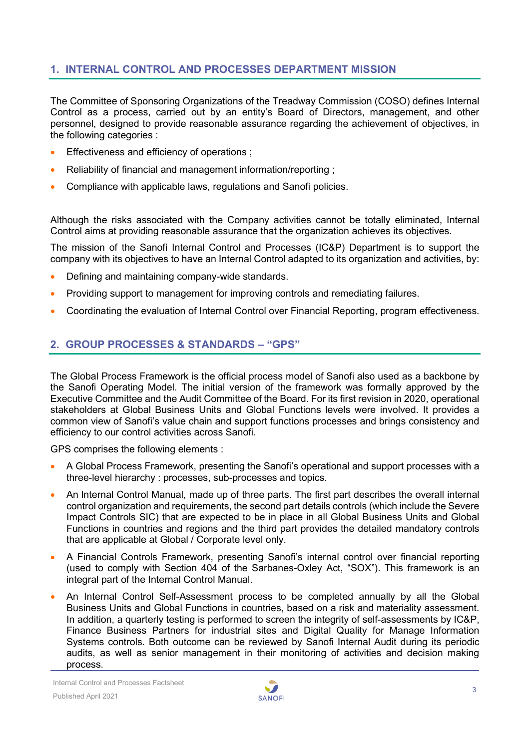## 1. INTERNAL CONTROL AND PROCESSES DEPARTMENT MISSION

The Committee of Sponsoring Organizations of the Treadway Commission (COSO) defines Internal Control as a process, carried out by an entity's Board of Directors, management, and other personnel, designed to provide reasonable assurance regarding the achievement of objectives, in the following categories :

- Effectiveness and efficiency of operations ;
- Reliability of financial and management information/reporting ;
- Compliance with applicable laws, regulations and Sanofi policies.

Although the risks associated with the Company activities cannot be totally eliminated, Internal Control aims at providing reasonable assurance that the organization achieves its objectives.

The mission of the Sanofi Internal Control and Processes (IC&P) Department is to support the company with its objectives to have an Internal Control adapted to its organization and activities, by:

- Defining and maintaining company-wide standards.
- Providing support to management for improving controls and remediating failures.
- Coordinating the evaluation of Internal Control over Financial Reporting, program effectiveness.

## 2. GROUP PROCESSES & STANDARDS – "GPS"

The Global Process Framework is the official process model of Sanofi also used as a backbone by the Sanofi Operating Model. The initial version of the framework was formally approved by the Executive Committee and the Audit Committee of the Board. For its first revision in 2020, operational stakeholders at Global Business Units and Global Functions levels were involved. It provides a common view of Sanofi's value chain and support functions processes and brings consistency and efficiency to our control activities across Sanofi.

GPS comprises the following elements :

- A Global Process Framework, presenting the Sanofi's operational and support processes with a three-level hierarchy : processes, sub-processes and topics.
- An Internal Control Manual, made up of three parts. The first part describes the overall internal control organization and requirements, the second part details controls (which include the Severe Impact Controls SIC) that are expected to be in place in all Global Business Units and Global Functions in countries and regions and the third part provides the detailed mandatory controls that are applicable at Global / Corporate level only.
- A Financial Controls Framework, presenting Sanofi's internal control over financial reporting (used to comply with Section 404 of the Sarbanes-Oxley Act, "SOX"). This framework is an integral part of the Internal Control Manual.
- An Internal Control Self-Assessment process to be completed annually by all the Global Business Units and Global Functions in countries, based on a risk and materiality assessment. In addition, a quarterly testing is performed to screen the integrity of self-assessments by IC&P, Finance Business Partners for industrial sites and Digital Quality for Manage Information Systems controls. Both outcome can be reviewed by Sanofi Internal Audit during its periodic audits, as well as senior management in their monitoring of activities and decision making process.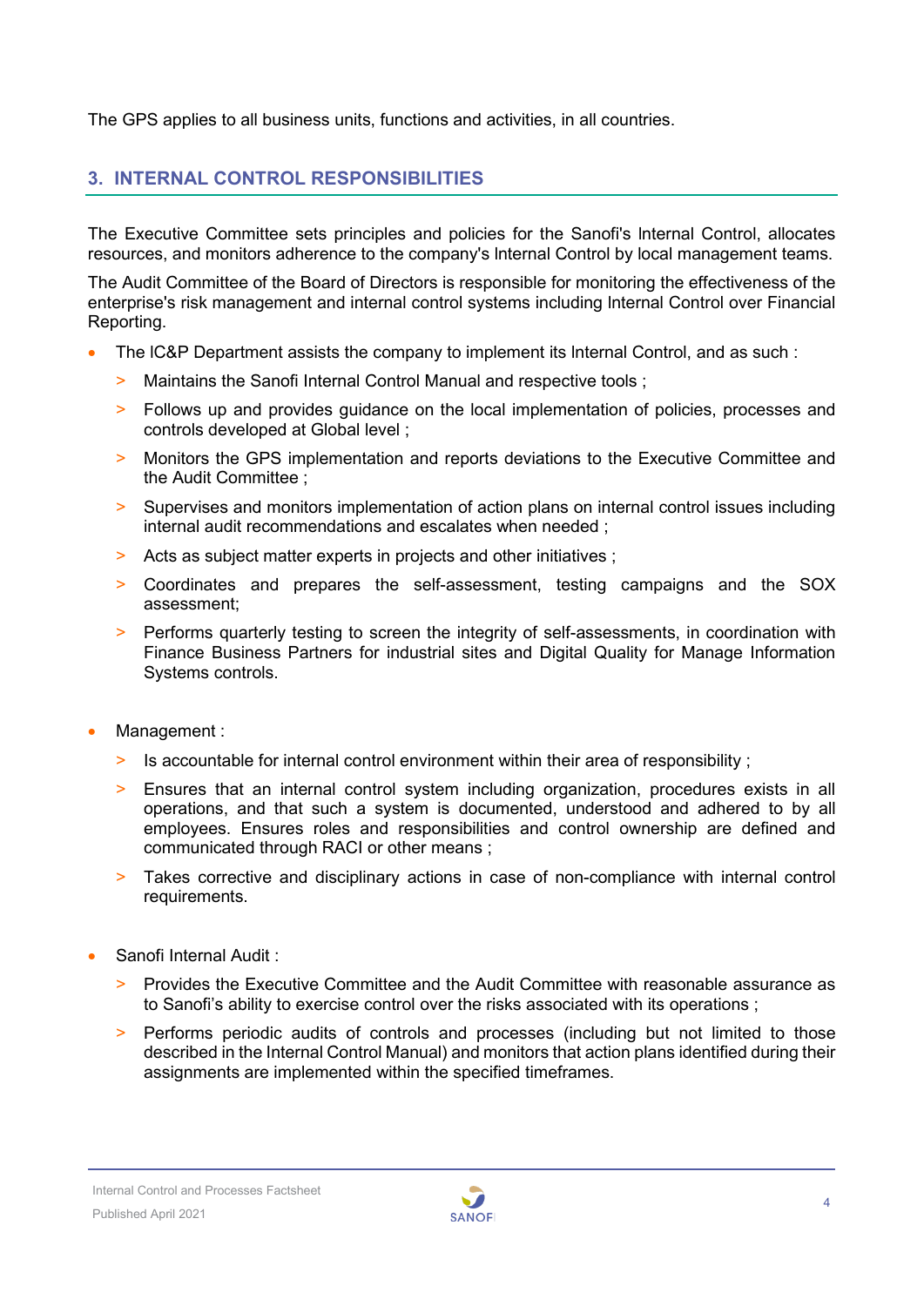The GPS applies to all business units, functions and activities, in all countries.

## 3. INTERNAL CONTROL RESPONSIBILITIES

The Executive Committee sets principles and policies for the Sanofi's Internal Control, allocates resources, and monitors adherence to the company's Internal Control by local management teams.

The Audit Committee of the Board of Directors is responsible for monitoring the effectiveness of the enterprise's risk management and internal control systems including Internal Control over Financial Reporting.

- The IC&P Department assists the company to implement its Internal Control, and as such :
  - Maintains the Sanofi Internal Control Manual and respective tools ;
  - Follows up and provides guidance on the local implementation of policies, processes and controls developed at Global level ;
  - Monitors the GPS implementation and reports deviations to the Executive Committee and the Audit Committee ;
  - Supervises and monitors implementation of action plans on internal control issues including internal audit recommendations and escalates when needed ;
  - Acts as subject matter experts in projects and other initiatives ;
  - Coordinates and prepares the self-assessment, testing campaigns and the SOX assessment;
  - Performs quarterly testing to screen the integrity of self-assessments, in coordination with Finance Business Partners for industrial sites and Digital Quality for Manage Information Systems controls.

- Management :
  - Is accountable for internal control environment within their area of responsibility ;
  - Ensures that an internal control system including organization, procedures exists in all operations, and that such a system is documented, understood and adhered to by all employees. Ensures roles and responsibilities and control ownership are defined and communicated through RACI or other means ;
  - Takes corrective and disciplinary actions in case of non-compliance with internal control requirements.

- Sanofi Internal Audit :
  - Provides the Executive Committee and the Audit Committee with reasonable assurance as to Sanofi's ability to exercise control over the risks associated with its operations ;
  - Performs periodic audits of controls and processes (including but not limited to those described in the Internal Control Manual) and monitors that action plans identified during their assignments are implemented within the specified timeframes.